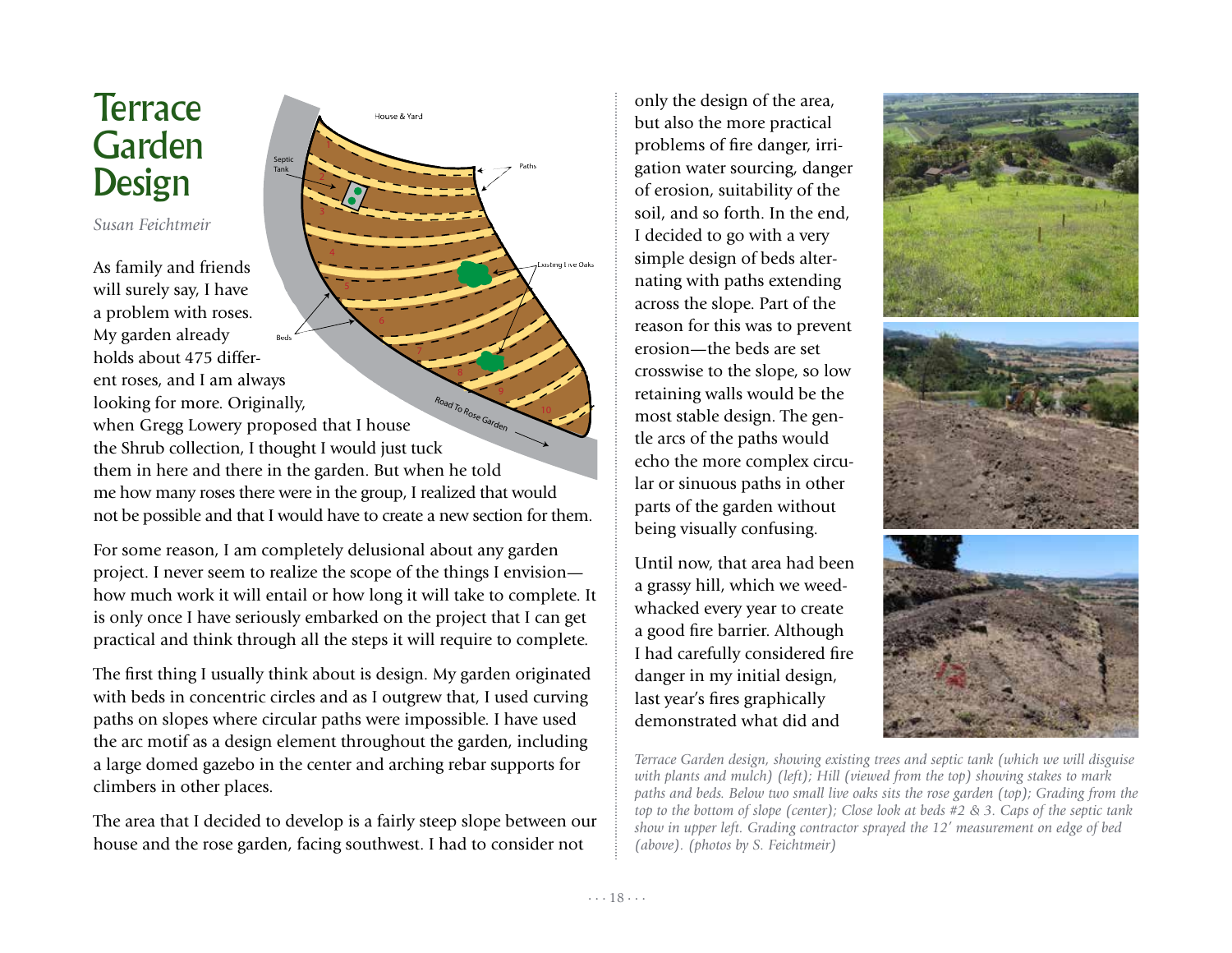# Terrace Garden Design

*Susan Feichtmeir*

As family and friends will surely say, I have a problem with roses. My garden already holds about 475 different roses, and I am always looking for more. Originally, when Gregg Lowery proposed that I house the Shrub collection, I thought I would just tuck them in here and there in the garden. But when he told me how many roses there were in the group, I realized that would not be possible and that I would have to create a new section for them.

For some reason, I am completely delusional about any garden project. I never seem to realize the scope of the things I envision—how much work it will entail or how long it will take to complete. It is only once I have seriously embarked on the project that I can get practical and think through all the steps it will require to complete.

The first thing I usually think about is design. My garden originated with beds in concentric circles and as I outgrew that, I used curving paths on slopes where circular paths were impossible. I have used the arc motif as a design element throughout the garden, including a large domed gazebo in the center and arching rebar supports for climbers in other places.

The area that I decided to develop is a fairly steep slope between our house and the rose garden, facing southwest. I had to consider not only the design of the area, but also the more practical problems of fire danger, irrigation water sourcing, danger of erosion, suitability of the soil, and so forth. In the end, I decided to go with a very simple design of beds alternating with paths extending across the slope. Part of the reason for this was to prevent erosion—the beds are set crosswise to the slope, so low retaining walls would be the most stable design. The gentle arcs of the paths would echo the more complex circular or sinuous paths in other parts of the garden without being visually confusing.

Until now, that area had been a grassy hill, which we weed-whacked every year to create a good fire barrier. Although I had carefully considered fire danger in my initial design, last year's fires graphically demonstrated what did and

*Terrace Garden design, showing existing trees and septic tank (which we will disguise with plants and mulch) (left); Hill (viewed from the top) showing stakes to mark paths and beds. Below two small live oaks sits the rose garden (top); Grading from the top to the bottom of slope (center); Close look at beds #2 & 3. Caps of the septic tank show in upper left. Grading contractor sprayed the 12' measurement on edge of bed (above). (photos by S. Feichtmeir)*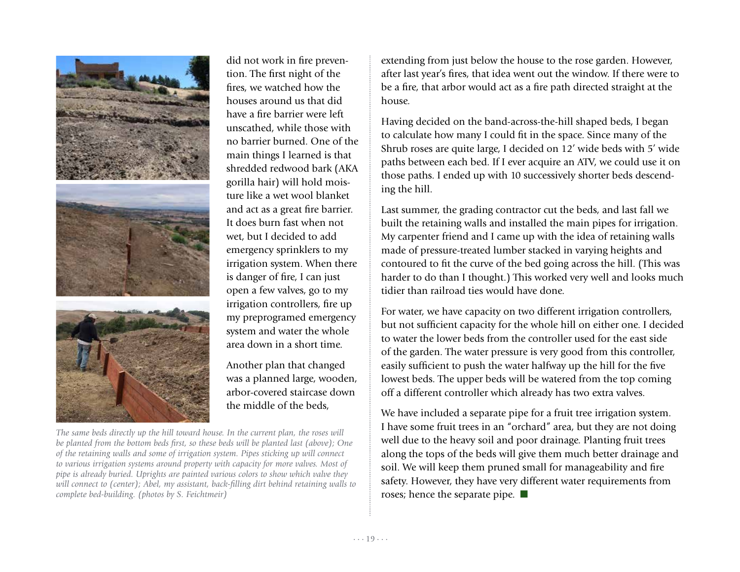did not work in fire prevention. The first night of the fires, we watched how the houses around us that did have a fire barrier were left unscathed, while those with no barrier burned. One of the main things I learned is that shredded redwood bark (AKA gorilla hair) will hold moisture like a wet wool blanket and act as a great fire barrier. It does burn fast when not wet, but I decided to add emergency sprinklers to my irrigation system. When there is danger of fire, I can just open a few valves, go to my irrigation controllers, fire up my preprogramed emergency system and water the whole area down in a short time.

Another plan that changed was a planned large, wooden, arbor-covered staircase down the middle of the beds, extending from just below the house to the rose garden. However, after last year's fires, that idea went out the window. If there were to be a fire, that arbor would act as a fire path directed straight at the house.

*The same beds directly up the hill toward house. In the current plan, the roses will be planted from the bottom beds first, so these beds will be planted last (above); One of the retaining walls and some of irrigation system. Pipes sticking up will connect to various irrigation systems around property with capacity for more valves. Most of pipe is already buried. Uprights are painted various colors to show which valve they will connect to (center); Abel, my assistant, back-filling dirt behind retaining walls to complete bed-building. (photos by S. Feichtmeir)*

Having decided on the band-across-the-hill shaped beds, I began to calculate how many I could fit in the space. Since many of the Shrub roses are quite large, I decided on 12′ wide beds with 5′ wide paths between each bed. If I ever acquire an ATV, we could use it on those paths. I ended up with 10 successively shorter beds descending the hill.

Last summer, the grading contractor cut the beds, and last fall we built the retaining walls and installed the main pipes for irrigation. My carpenter friend and I came up with the idea of retaining walls made of pressure-treated lumber stacked in varying heights and contoured to fit the curve of the bed going across the hill. (This was harder to do than I thought.) This worked very well and looks much tidier than railroad ties would have done.

For water, we have capacity on two different irrigation controllers, but not sufficient capacity for the whole hill on either one. I decided to water the lower beds from the controller used for the east side of the garden. The water pressure is very good from this controller, easily sufficient to push the water halfway up the hill for the five lowest beds. The upper beds will be watered from the top coming off a different controller which already has two extra valves.

We have included a separate pipe for a fruit tree irrigation system. I have some fruit trees in an "orchard" area, but they are not doing well due to the heavy soil and poor drainage. Planting fruit trees along the tops of the beds will give them much better drainage and soil. We will keep them pruned small for manageability and fire safety. However, they have very different water requirements from roses; hence the separate pipe. ■